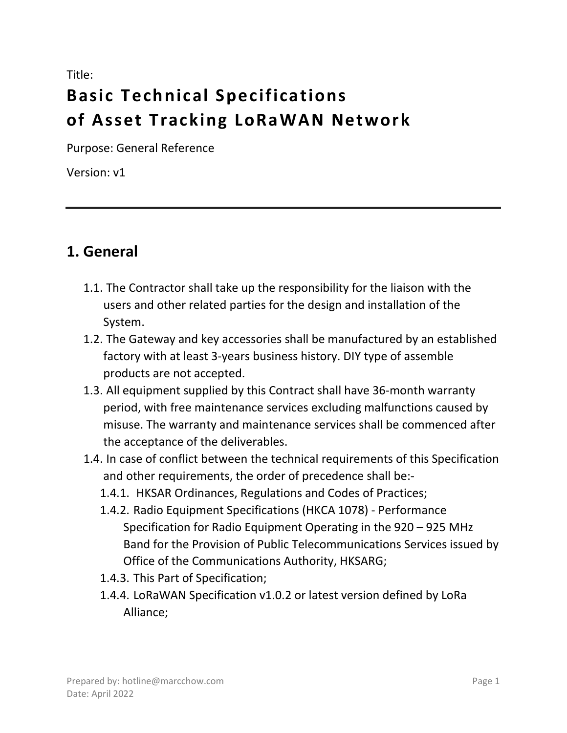Title:

# Basic Technical Specifications of Asset Tracking LoRaWAN Network

Purpose: General Reference

Version: v1

---

## 1. General

1.1. The Contractor shall take up the responsibility for the liaison with the users and other related parties for the design and installation of the System.

1.2. The Gateway and key accessories shall be manufactured by an established factory with at least 3-years business history. DIY type of assemble products are not accepted.

1.3. All equipment supplied by this Contract shall have 36-month warranty period, with free maintenance services excluding malfunctions caused by misuse. The warranty and maintenance services shall be commenced after the acceptance of the deliverables.

1.4. In case of conflict between the technical requirements of this Specification and other requirements, the order of precedence shall be:-

- 1.4.1. HKSAR Ordinances, Regulations and Codes of Practices;
- 1.4.2. Radio Equipment Specifications (HKCA 1078) - Performance Specification for Radio Equipment Operating in the 920 – 925 MHz Band for the Provision of Public Telecommunications Services issued by Office of the Communications Authority, HKSARG;
- 1.4.3. This Part of Specification;
- 1.4.4. LoRaWAN Specification v1.0.2 or latest version defined by LoRa Alliance;

Prepared by: hotline@marcchow.com
Date: April 2022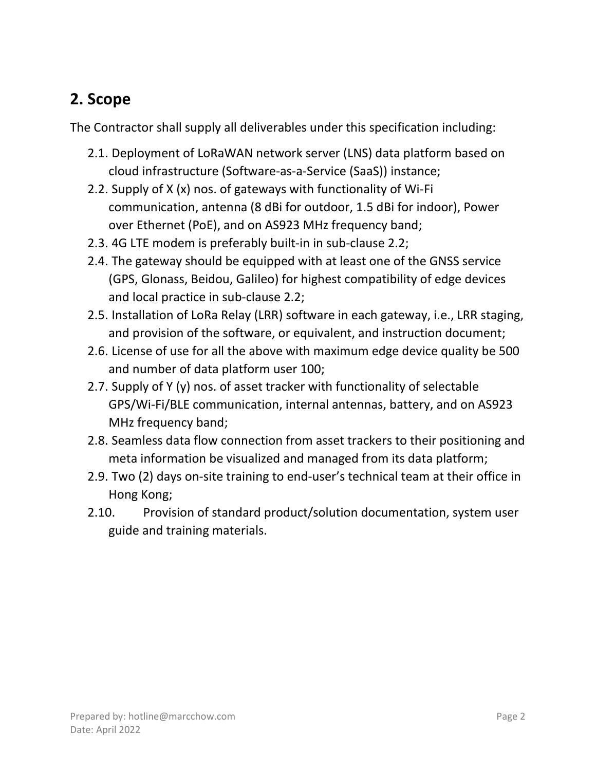## 2. Scope

The Contractor shall supply all deliverables under this specification including:

- 2.1. Deployment of LoRaWAN network server (LNS) data platform based on cloud infrastructure (Software-as-a-Service (SaaS)) instance;
- 2.2. Supply of X (x) nos. of gateways with functionality of Wi-Fi communication, antenna (8 dBi for outdoor, 1.5 dBi for indoor), Power over Ethernet (PoE), and on AS923 MHz frequency band;
- 2.3. 4G LTE modem is preferably built-in in sub-clause 2.2;
- 2.4. The gateway should be equipped with at least one of the GNSS service (GPS, Glonass, Beidou, Galileo) for highest compatibility of edge devices and local practice in sub-clause 2.2;
- 2.5. Installation of LoRa Relay (LRR) software in each gateway, i.e., LRR staging, and provision of the software, or equivalent, and instruction document;
- 2.6. License of use for all the above with maximum edge device quality be 500 and number of data platform user 100;
- 2.7. Supply of Y (y) nos. of asset tracker with functionality of selectable GPS/Wi-Fi/BLE communication, internal antennas, battery, and on AS923 MHz frequency band;
- 2.8. Seamless data flow connection from asset trackers to their positioning and meta information be visualized and managed from its data platform;
- 2.9. Two (2) days on-site training to end-user's technical team at their office in Hong Kong;
- 2.10. Provision of standard product/solution documentation, system user guide and training materials.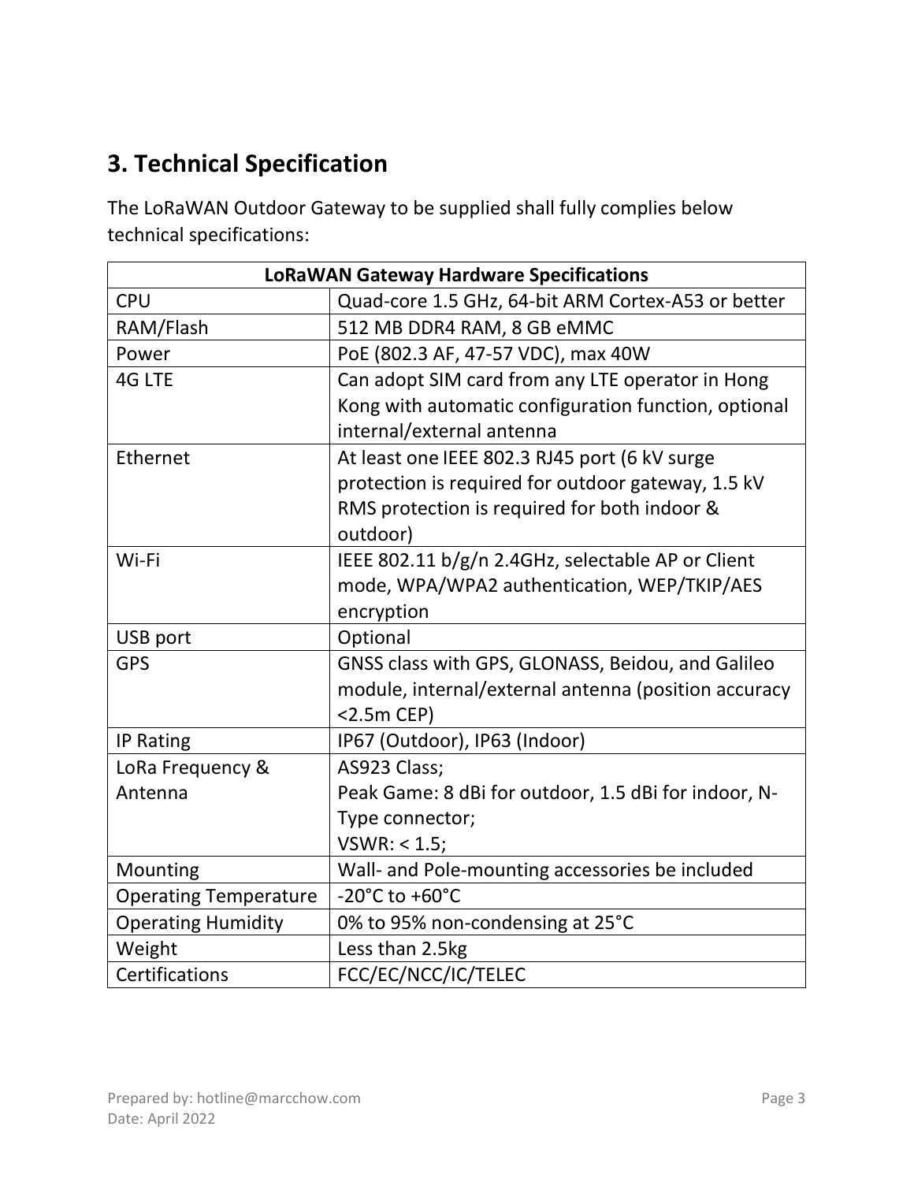## 3. Technical Specification

The LoRaWAN Outdoor Gateway to be supplied shall fully complies below technical specifications:

| LoRaWAN Gateway Hardware Specifications | |
|---|---|
| CPU | Quad-core 1.5 GHz, 64-bit ARM Cortex-A53 or better |
| RAM/Flash | 512 MB DDR4 RAM, 8 GB eMMC |
| Power | PoE (802.3 AF, 47-57 VDC), max 40W |
| 4G LTE | Can adopt SIM card from any LTE operator in Hong Kong with automatic configuration function, optional internal/external antenna |
| Ethernet | At least one IEEE 802.3 RJ45 port (6 kV surge protection is required for outdoor gateway, 1.5 kV RMS protection is required for both indoor & outdoor) |
| Wi-Fi | IEEE 802.11 b/g/n 2.4GHz, selectable AP or Client mode, WPA/WPA2 authentication, WEP/TKIP/AES encryption |
| USB port | Optional |
| GPS | GNSS class with GPS, GLONASS, Beidou, and Galileo module, internal/external antenna (position accuracy <2.5m CEP) |
| IP Rating | IP67 (Outdoor), IP63 (Indoor) |
| LoRa Frequency & Antenna | AS923 Class;<br>Peak Game: 8 dBi for outdoor, 1.5 dBi for indoor, N-Type connector;<br>VSWR: < 1.5; |
| Mounting | Wall- and Pole-mounting accessories be included |
| Operating Temperature | -20°C to +60°C |
| Operating Humidity | 0% to 95% non-condensing at 25°C |
| Weight | Less than 2.5kg |
| Certifications | FCC/EC/NCC/IC/TELEC |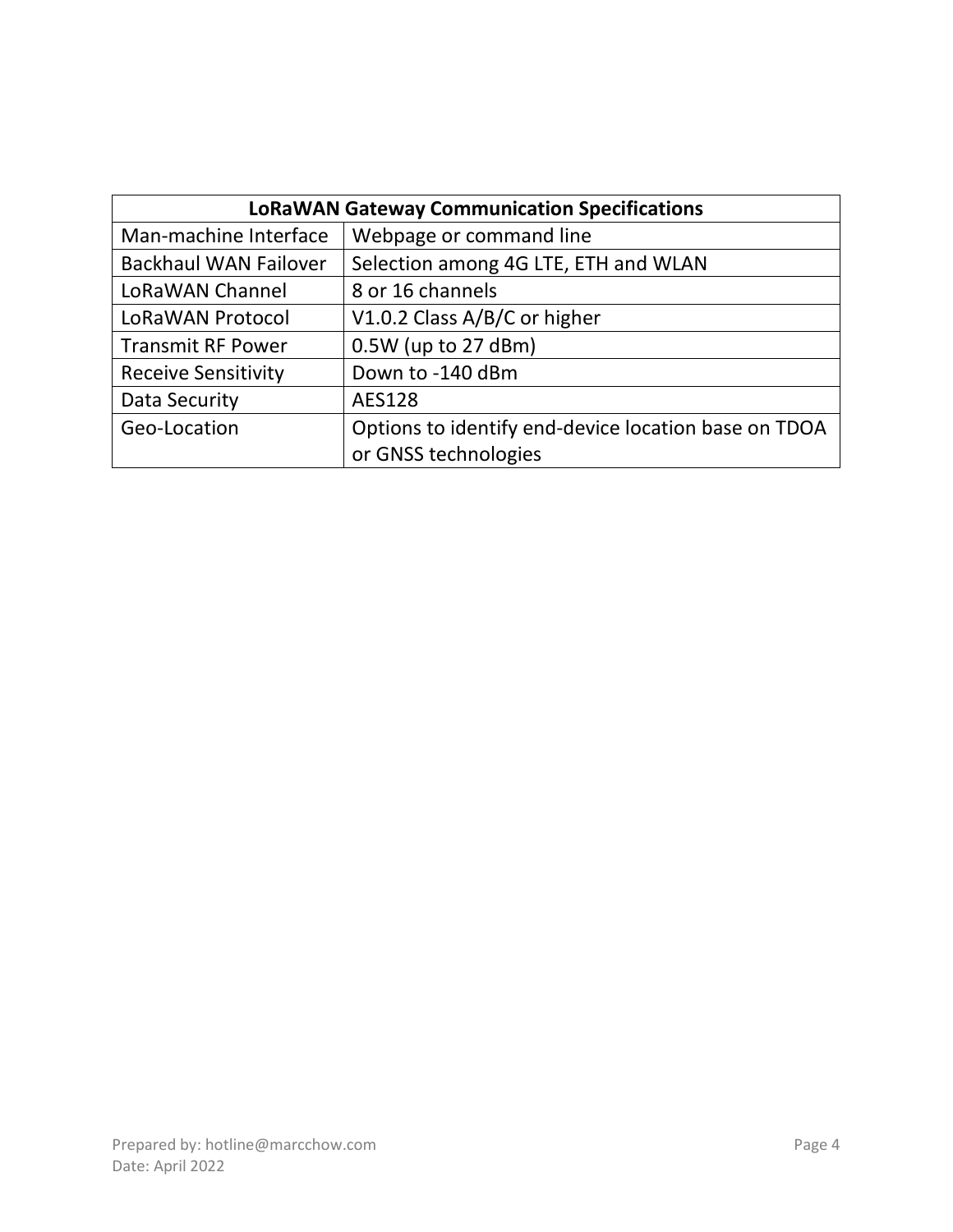| LoRaWAN Gateway Communication Specifications | |
|---|---|
| Man-machine Interface | Webpage or command line |
| Backhaul WAN Failover | Selection among 4G LTE, ETH and WLAN |
| LoRaWAN Channel | 8 or 16 channels |
| LoRaWAN Protocol | V1.0.2 Class A/B/C or higher |
| Transmit RF Power | 0.5W (up to 27 dBm) |
| Receive Sensitivity | Down to -140 dBm |
| Data Security | AES128 |
| Geo-Location | Options to identify end-device location base on TDOA or GNSS technologies |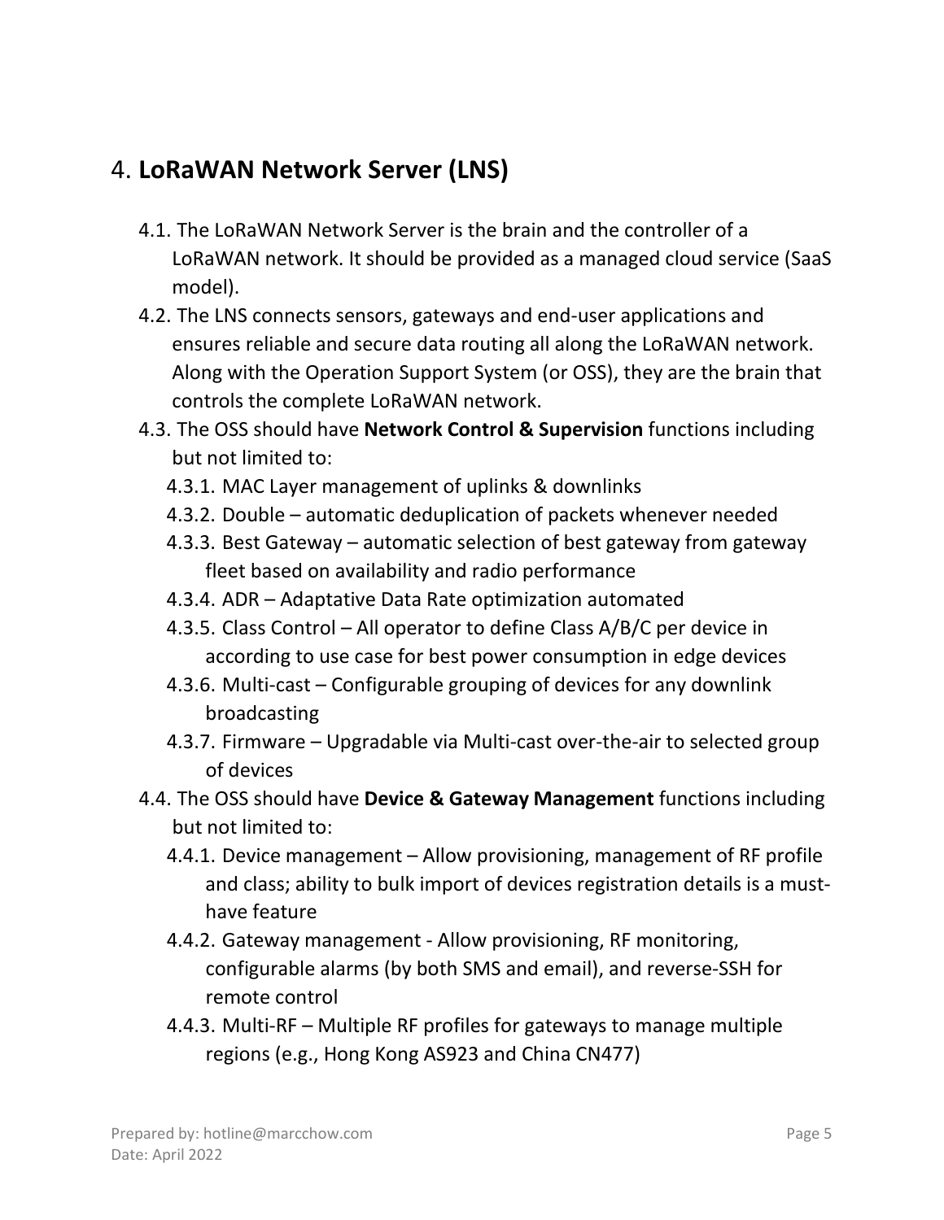# 4. **LoRaWAN Network Server (LNS)**

4.1. The LoRaWAN Network Server is the brain and the controller of a LoRaWAN network. It should be provided as a managed cloud service (SaaS model).

4.2. The LNS connects sensors, gateways and end-user applications and ensures reliable and secure data routing all along the LoRaWAN network. Along with the Operation Support System (or OSS), they are the brain that controls the complete LoRaWAN network.

4.3. The OSS should have **Network Control & Supervision** functions including but not limited to:

- 4.3.1. MAC Layer management of uplinks & downlinks
- 4.3.2. Double – automatic deduplication of packets whenever needed
- 4.3.3. Best Gateway – automatic selection of best gateway from gateway fleet based on availability and radio performance
- 4.3.4. ADR – Adaptative Data Rate optimization automated
- 4.3.5. Class Control – All operator to define Class A/B/C per device in according to use case for best power consumption in edge devices
- 4.3.6. Multi-cast – Configurable grouping of devices for any downlink broadcasting
- 4.3.7. Firmware – Upgradable via Multi-cast over-the-air to selected group of devices

4.4. The OSS should have **Device & Gateway Management** functions including but not limited to:

- 4.4.1. Device management – Allow provisioning, management of RF profile and class; ability to bulk import of devices registration details is a must-have feature
- 4.4.2. Gateway management - Allow provisioning, RF monitoring, configurable alarms (by both SMS and email), and reverse-SSH for remote control
- 4.4.3. Multi-RF – Multiple RF profiles for gateways to manage multiple regions (e.g., Hong Kong AS923 and China CN477)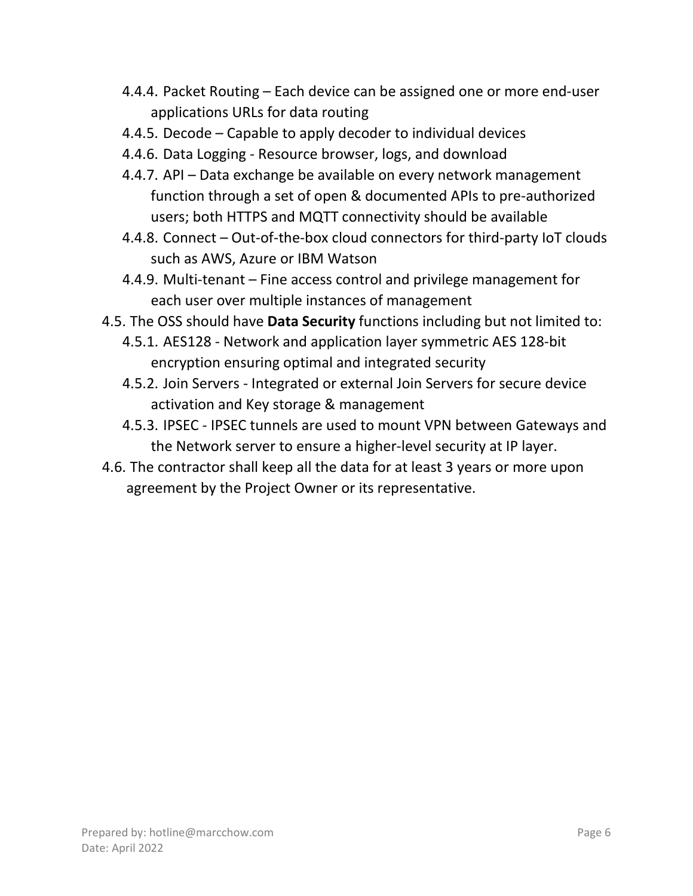- 4.4.4. Packet Routing – Each device can be assigned one or more end-user applications URLs for data routing
- 4.4.5. Decode – Capable to apply decoder to individual devices
- 4.4.6. Data Logging - Resource browser, logs, and download
- 4.4.7. API – Data exchange be available on every network management function through a set of open & documented APIs to pre-authorized users; both HTTPS and MQTT connectivity should be available
- 4.4.8. Connect – Out-of-the-box cloud connectors for third-party IoT clouds such as AWS, Azure or IBM Watson
- 4.4.9. Multi-tenant – Fine access control and privilege management for each user over multiple instances of management

4.5. The OSS should have **Data Security** functions including but not limited to:

- 4.5.1. AES128 - Network and application layer symmetric AES 128-bit encryption ensuring optimal and integrated security
- 4.5.2. Join Servers - Integrated or external Join Servers for secure device activation and Key storage & management
- 4.5.3. IPSEC - IPSEC tunnels are used to mount VPN between Gateways and the Network server to ensure a higher-level security at IP layer.

4.6. The contractor shall keep all the data for at least 3 years or more upon agreement by the Project Owner or its representative.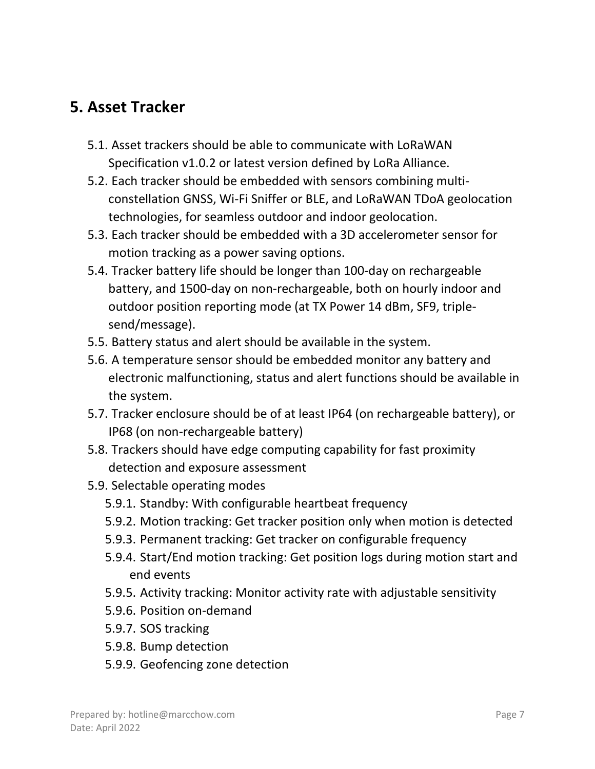## 5. Asset Tracker

5.1. Asset trackers should be able to communicate with LoRaWAN Specification v1.0.2 or latest version defined by LoRa Alliance.

5.2. Each tracker should be embedded with sensors combining multi-constellation GNSS, Wi-Fi Sniffer or BLE, and LoRaWAN TDoA geolocation technologies, for seamless outdoor and indoor geolocation.

5.3. Each tracker should be embedded with a 3D accelerometer sensor for motion tracking as a power saving options.

5.4. Tracker battery life should be longer than 100-day on rechargeable battery, and 1500-day on non-rechargeable, both on hourly indoor and outdoor position reporting mode (at TX Power 14 dBm, SF9, triple-send/message).

5.5. Battery status and alert should be available in the system.

5.6. A temperature sensor should be embedded monitor any battery and electronic malfunctioning, status and alert functions should be available in the system.

5.7. Tracker enclosure should be of at least IP64 (on rechargeable battery), or IP68 (on non-rechargeable battery)

5.8. Trackers should have edge computing capability for fast proximity detection and exposure assessment

5.9. Selectable operating modes

- 5.9.1. Standby: With configurable heartbeat frequency
- 5.9.2. Motion tracking: Get tracker position only when motion is detected
- 5.9.3. Permanent tracking: Get tracker on configurable frequency
- 5.9.4. Start/End motion tracking: Get position logs during motion start and end events
- 5.9.5. Activity tracking: Monitor activity rate with adjustable sensitivity
- 5.9.6. Position on-demand
- 5.9.7. SOS tracking
- 5.9.8. Bump detection
- 5.9.9. Geofencing zone detection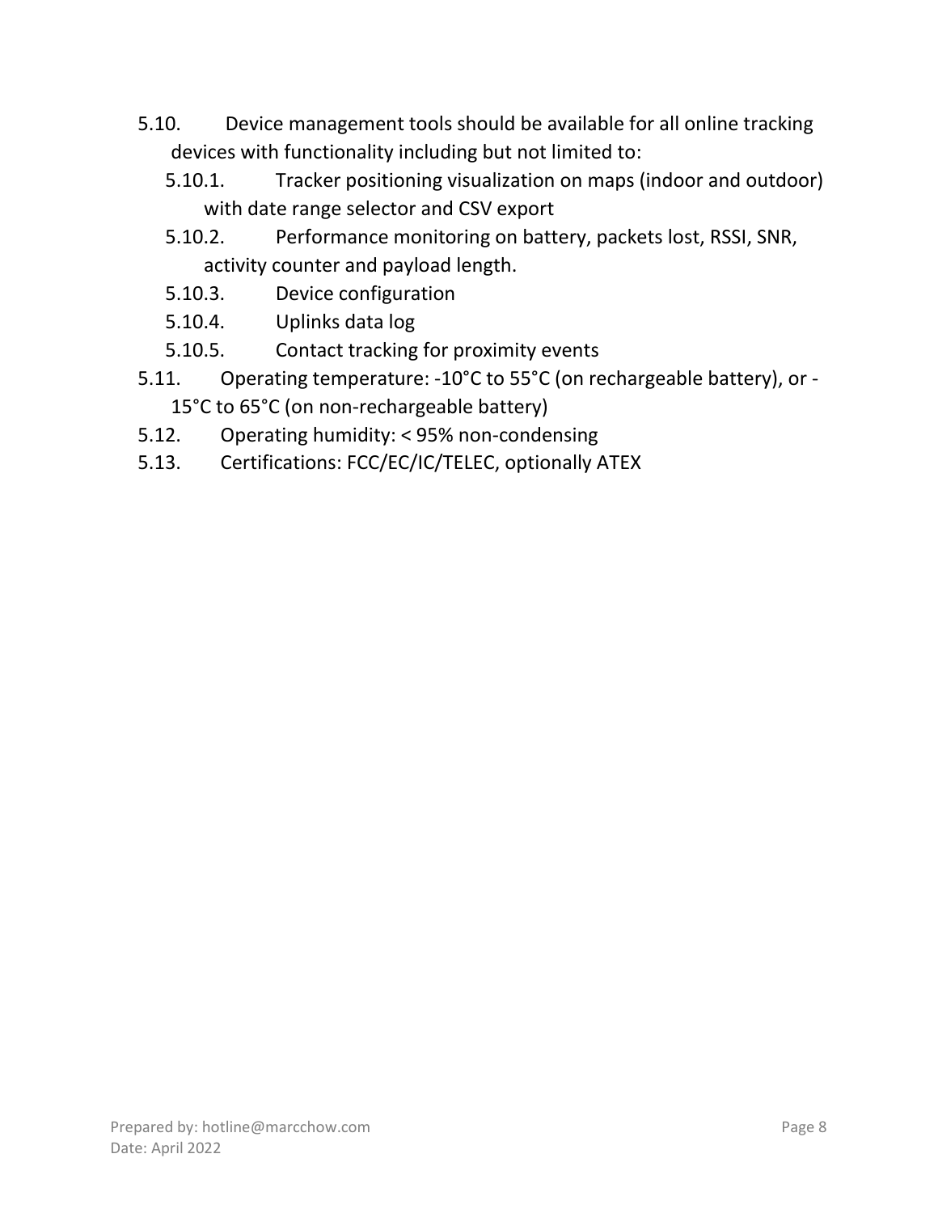5.10. Device management tools should be available for all online tracking devices with functionality including but not limited to:

   5.10.1. Tracker positioning visualization on maps (indoor and outdoor) with date range selector and CSV export

   5.10.2. Performance monitoring on battery, packets lost, RSSI, SNR, activity counter and payload length.

   5.10.3. Device configuration

   5.10.4. Uplinks data log

   5.10.5. Contact tracking for proximity events

5.11. Operating temperature: -10°C to 55°C (on rechargeable battery), or -15°C to 65°C (on non-rechargeable battery)

5.12. Operating humidity: < 95% non-condensing

5.13. Certifications: FCC/EC/IC/TELEC, optionally ATEX

Prepared by: hotline@marcchow.com
Date: April 2022